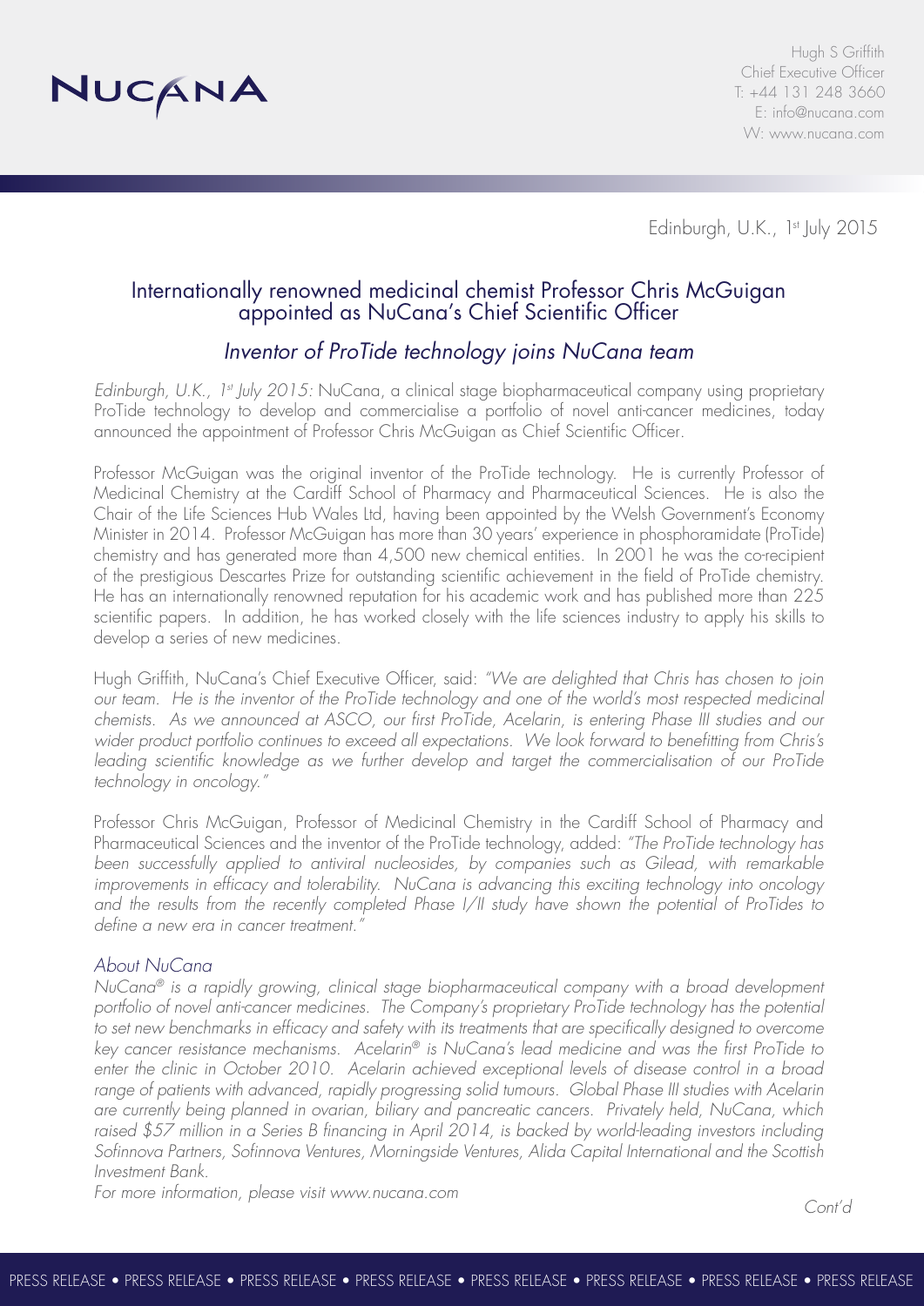NUCANA

Hugh S Griffith
Chief Executive Officer
T: +44 131 248 3660
E: info@nucana.com
W: www.nucana.com

Edinburgh, U.K., 1st July 2015

# Internationally renowned medicinal chemist Professor Chris McGuigan appointed as NuCana's Chief Scientific Officer

## *Inventor of ProTide technology joins NuCana team*

*Edinburgh, U.K., 1st July 2015:* NuCana, a clinical stage biopharmaceutical company using proprietary ProTide technology to develop and commercialise a portfolio of novel anti-cancer medicines, today announced the appointment of Professor Chris McGuigan as Chief Scientific Officer.

Professor McGuigan was the original inventor of the ProTide technology. He is currently Professor of Medicinal Chemistry at the Cardiff School of Pharmacy and Pharmaceutical Sciences. He is also the Chair of the Life Sciences Hub Wales Ltd, having been appointed by the Welsh Government's Economy Minister in 2014. Professor McGuigan has more than 30 years' experience in phosphoramidate (ProTide) chemistry and has generated more than 4,500 new chemical entities. In 2001 he was the co-recipient of the prestigious Descartes Prize for outstanding scientific achievement in the field of ProTide chemistry. He has an internationally renowned reputation for his academic work and has published more than 225 scientific papers. In addition, he has worked closely with the life sciences industry to apply his skills to develop a series of new medicines.

Hugh Griffith, NuCana's Chief Executive Officer, said: *"We are delighted that Chris has chosen to join our team. He is the inventor of the ProTide technology and one of the world's most respected medicinal chemists. As we announced at ASCO, our first ProTide, Acelarin, is entering Phase III studies and our wider product portfolio continues to exceed all expectations. We look forward to benefitting from Chris's leading scientific knowledge as we further develop and target the commercialisation of our ProTide technology in oncology."*

Professor Chris McGuigan, Professor of Medicinal Chemistry in the Cardiff School of Pharmacy and Pharmaceutical Sciences and the inventor of the ProTide technology, added: *"The ProTide technology has been successfully applied to antiviral nucleosides, by companies such as Gilead, with remarkable improvements in efficacy and tolerability. NuCana is advancing this exciting technology into oncology and the results from the recently completed Phase I/II study have shown the potential of ProTides to define a new era in cancer treatment."*

### *About NuCana*

*NuCana® is a rapidly growing, clinical stage biopharmaceutical company with a broad development portfolio of novel anti-cancer medicines. The Company's proprietary ProTide technology has the potential to set new benchmarks in efficacy and safety with its treatments that are specifically designed to overcome key cancer resistance mechanisms. Acelarin® is NuCana's lead medicine and was the first ProTide to enter the clinic in October 2010. Acelarin achieved exceptional levels of disease control in a broad range of patients with advanced, rapidly progressing solid tumours. Global Phase III studies with Acelarin are currently being planned in ovarian, biliary and pancreatic cancers. Privately held, NuCana, which raised $57 million in a Series B financing in April 2014, is backed by world-leading investors including Sofinnova Partners, Sofinnova Ventures, Morningside Ventures, Alida Capital International and the Scottish Investment Bank.*

*For more information, please visit www.nucana.com*

*Cont'd*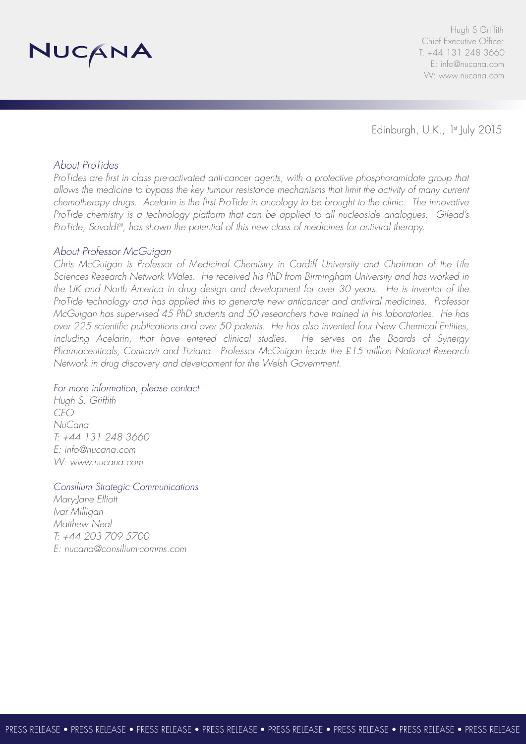Edinburgh, U.K., 1st July 2015

### *About ProTides*

*ProTides are first in class pre-activated anti-cancer agents, with a protective phosphoramidate group that allows the medicine to bypass the key tumour resistance mechanisms that limit the activity of many current chemotherapy drugs. Acelarin is the first ProTide in oncology to be brought to the clinic. The innovative ProTide chemistry is a technology platform that can be applied to all nucleoside analogues. Gilead's ProTide, Sovaldi®, has shown the potential of this new class of medicines for antiviral therapy.*

### *About Professor McGuigan*

*Chris McGuigan is Professor of Medicinal Chemistry in Cardiff University and Chairman of the Life Sciences Research Network Wales. He received his PhD from Birmingham University and has worked in the UK and North America in drug design and development for over 30 years. He is inventor of the ProTide technology and has applied this to generate new anticancer and antiviral medicines. Professor McGuigan has supervised 45 PhD students and 50 researchers have trained in his laboratories. He has over 225 scientific publications and over 50 patents. He has also invented four New Chemical Entities, including Acelarin, that have entered clinical studies. He serves on the Boards of Synergy Pharmaceuticals, Contravir and Tiziana. Professor McGuigan leads the £15 million National Research Network in drug discovery and development for the Welsh Government.*

### *For more information, please contact*

*Hugh S. Griffith*
*CEO*
*NuCana*
*T: +44 131 248 3660*
*E: info@nucana.com*
*W: www.nucana.com*

### *Consilium Strategic Communications*

*Mary-Jane Elliott*
*Ivar Milligan*
*Matthew Neal*
*T: +44 203 709 5700*
*E: nucana@consilium-comms.com*